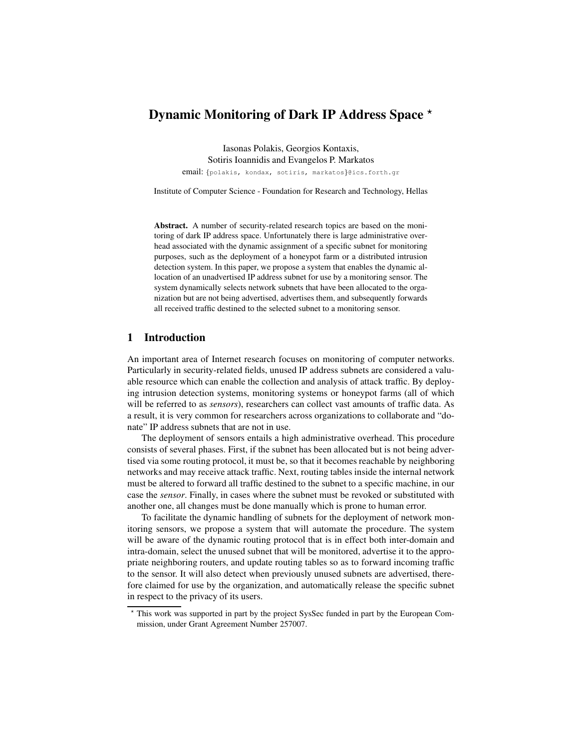# Dynamic Monitoring of Dark IP Address Space ⋆

Iasonas Polakis, Georgios Kontaxis,
Sotiris Ioannidis and Evangelos P. Markatos

email: {polakis, kondax, sotiris, markatos}@ics.forth.gr

Institute of Computer Science - Foundation for Research and Technology, Hellas

**Abstract.** A number of security-related research topics are based on the monitoring of dark IP address space. Unfortunately there is large administrative overhead associated with the dynamic assignment of a specific subnet for monitoring purposes, such as the deployment of a honeypot farm or a distributed intrusion detection system. In this paper, we propose a system that enables the dynamic allocation of an unadvertised IP address subnet for use by a monitoring sensor. The system dynamically selects network subnets that have been allocated to the organization but are not being advertised, advertises them, and subsequently forwards all received traffic destined to the selected subnet to a monitoring sensor.

## 1 Introduction

An important area of Internet research focuses on monitoring of computer networks. Particularly in security-related fields, unused IP address subnets are considered a valuable resource which can enable the collection and analysis of attack traffic. By deploying intrusion detection systems, monitoring systems or honeypot farms (all of which will be referred to as *sensors*), researchers can collect vast amounts of traffic data. As a result, it is very common for researchers across organizations to collaborate and "donate" IP address subnets that are not in use.

The deployment of sensors entails a high administrative overhead. This procedure consists of several phases. First, if the subnet has been allocated but is not being advertised via some routing protocol, it must be, so that it becomes reachable by neighboring networks and may receive attack traffic. Next, routing tables inside the internal network must be altered to forward all traffic destined to the subnet to a specific machine, in our case the *sensor*. Finally, in cases where the subnet must be revoked or substituted with another one, all changes must be done manually which is prone to human error.

To facilitate the dynamic handling of subnets for the deployment of network monitoring sensors, we propose a system that will automate the procedure. The system will be aware of the dynamic routing protocol that is in effect both inter-domain and intra-domain, select the unused subnet that will be monitored, advertise it to the appropriate neighboring routers, and update routing tables so as to forward incoming traffic to the sensor. It will also detect when previously unused subnets are advertised, therefore claimed for use by the organization, and automatically release the specific subnet in respect to the privacy of its users.

⋆ This work was supported in part by the project SysSec funded in part by the European Commission, under Grant Agreement Number 257007.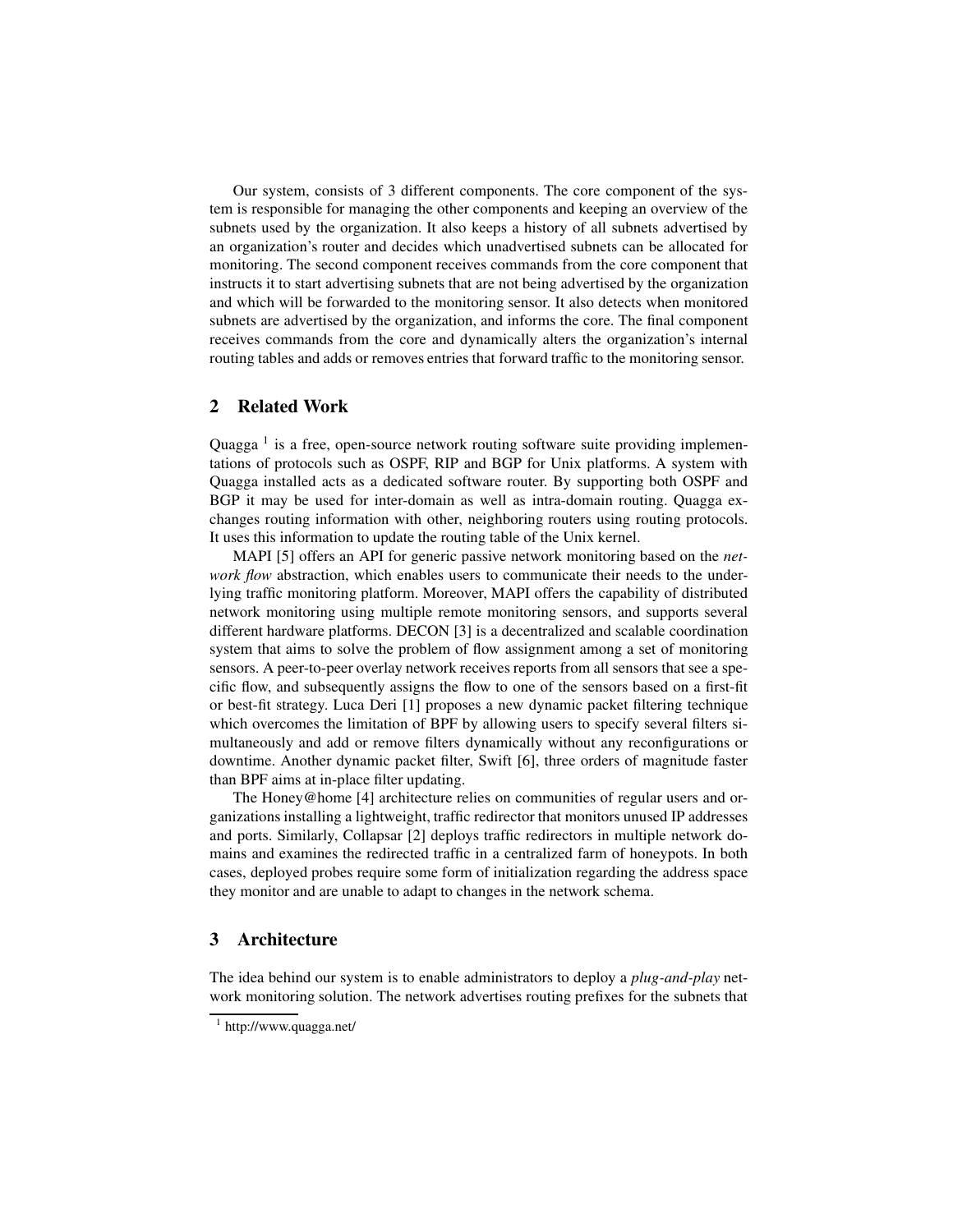Our system, consists of 3 different components. The core component of the system is responsible for managing the other components and keeping an overview of the subnets used by the organization. It also keeps a history of all subnets advertised by an organization's router and decides which unadvertised subnets can be allocated for monitoring. The second component receives commands from the core component that instructs it to start advertising subnets that are not being advertised by the organization and which will be forwarded to the monitoring sensor. It also detects when monitored subnets are advertised by the organization, and informs the core. The final component receives commands from the core and dynamically alters the organization's internal routing tables and adds or removes entries that forward traffic to the monitoring sensor.

## 2 Related Work

Quagga [1] is a free, open-source network routing software suite providing implementations of protocols such as OSPF, RIP and BGP for Unix platforms. A system with Quagga installed acts as a dedicated software router. By supporting both OSPF and BGP it may be used for inter-domain as well as intra-domain routing. Quagga exchanges routing information with other, neighboring routers using routing protocols. It uses this information to update the routing table of the Unix kernel.

MAPI [5] offers an API for generic passive network monitoring based on the *network flow* abstraction, which enables users to communicate their needs to the underlying traffic monitoring platform. Moreover, MAPI offers the capability of distributed network monitoring using multiple remote monitoring sensors, and supports several different hardware platforms. DECON [3] is a decentralized and scalable coordination system that aims to solve the problem of flow assignment among a set of monitoring sensors. A peer-to-peer overlay network receives reports from all sensors that see a specific flow, and subsequently assigns the flow to one of the sensors based on a first-fit or best-fit strategy. Luca Deri [1] proposes a new dynamic packet filtering technique which overcomes the limitation of BPF by allowing users to specify several filters simultaneously and add or remove filters dynamically without any reconfigurations or downtime. Another dynamic packet filter, Swift [6], three orders of magnitude faster than BPF aims at in-place filter updating.

The Honey@home [4] architecture relies on communities of regular users and organizations installing a lightweight, traffic redirector that monitors unused IP addresses and ports. Similarly, Collapsar [2] deploys traffic redirectors in multiple network domains and examines the redirected traffic in a centralized farm of honeypots. In both cases, deployed probes require some form of initialization regarding the address space they monitor and are unable to adapt to changes in the network schema.

## 3 Architecture

The idea behind our system is to enable administrators to deploy a *plug-and-play* network monitoring solution. The network advertises routing prefixes for the subnets that

[1] http://www.quagga.net/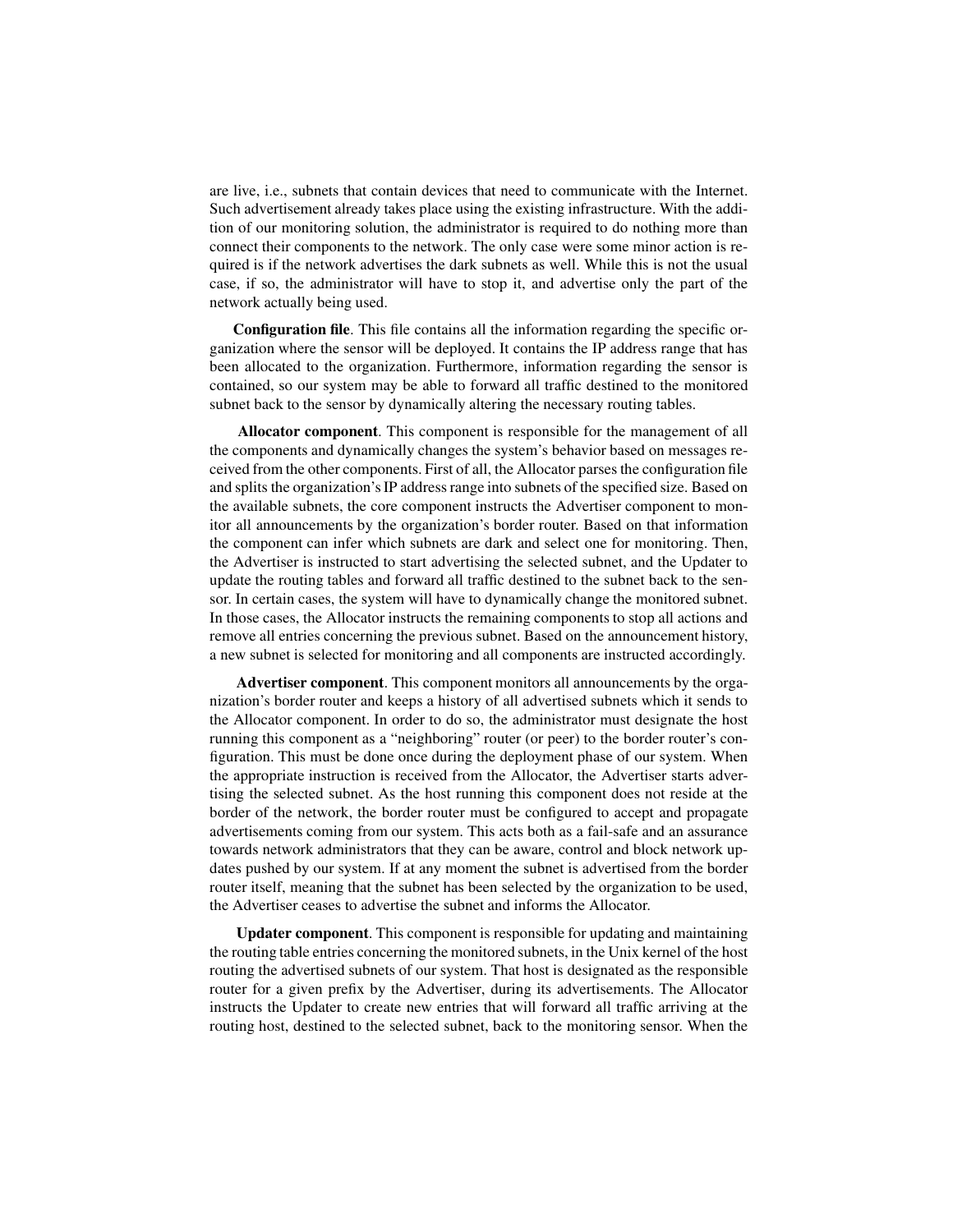are live, i.e., subnets that contain devices that need to communicate with the Internet. Such advertisement already takes place using the existing infrastructure. With the addition of our monitoring solution, the administrator is required to do nothing more than connect their components to the network. The only case were some minor action is required is if the network advertises the dark subnets as well. While this is not the usual case, if so, the administrator will have to stop it, and advertise only the part of the network actually being used.

**Configuration file**. This file contains all the information regarding the specific organization where the sensor will be deployed. It contains the IP address range that has been allocated to the organization. Furthermore, information regarding the sensor is contained, so our system may be able to forward all traffic destined to the monitored subnet back to the sensor by dynamically altering the necessary routing tables.

**Allocator component**. This component is responsible for the management of all the components and dynamically changes the system's behavior based on messages received from the other components. First of all, the Allocator parses the configuration file and splits the organization's IP address range into subnets of the specified size. Based on the available subnets, the core component instructs the Advertiser component to monitor all announcements by the organization's border router. Based on that information the component can infer which subnets are dark and select one for monitoring. Then, the Advertiser is instructed to start advertising the selected subnet, and the Updater to update the routing tables and forward all traffic destined to the subnet back to the sensor. In certain cases, the system will have to dynamically change the monitored subnet. In those cases, the Allocator instructs the remaining components to stop all actions and remove all entries concerning the previous subnet. Based on the announcement history, a new subnet is selected for monitoring and all components are instructed accordingly.

**Advertiser component**. This component monitors all announcements by the organization's border router and keeps a history of all advertised subnets which it sends to the Allocator component. In order to do so, the administrator must designate the host running this component as a "neighboring" router (or peer) to the border router's configuration. This must be done once during the deployment phase of our system. When the appropriate instruction is received from the Allocator, the Advertiser starts advertising the selected subnet. As the host running this component does not reside at the border of the network, the border router must be configured to accept and propagate advertisements coming from our system. This acts both as a fail-safe and an assurance towards network administrators that they can be aware, control and block network updates pushed by our system. If at any moment the subnet is advertised from the border router itself, meaning that the subnet has been selected by the organization to be used, the Advertiser ceases to advertise the subnet and informs the Allocator.

**Updater component**. This component is responsible for updating and maintaining the routing table entries concerning the monitored subnets, in the Unix kernel of the host routing the advertised subnets of our system. That host is designated as the responsible router for a given prefix by the Advertiser, during its advertisements. The Allocator instructs the Updater to create new entries that will forward all traffic arriving at the routing host, destined to the selected subnet, back to the monitoring sensor. When the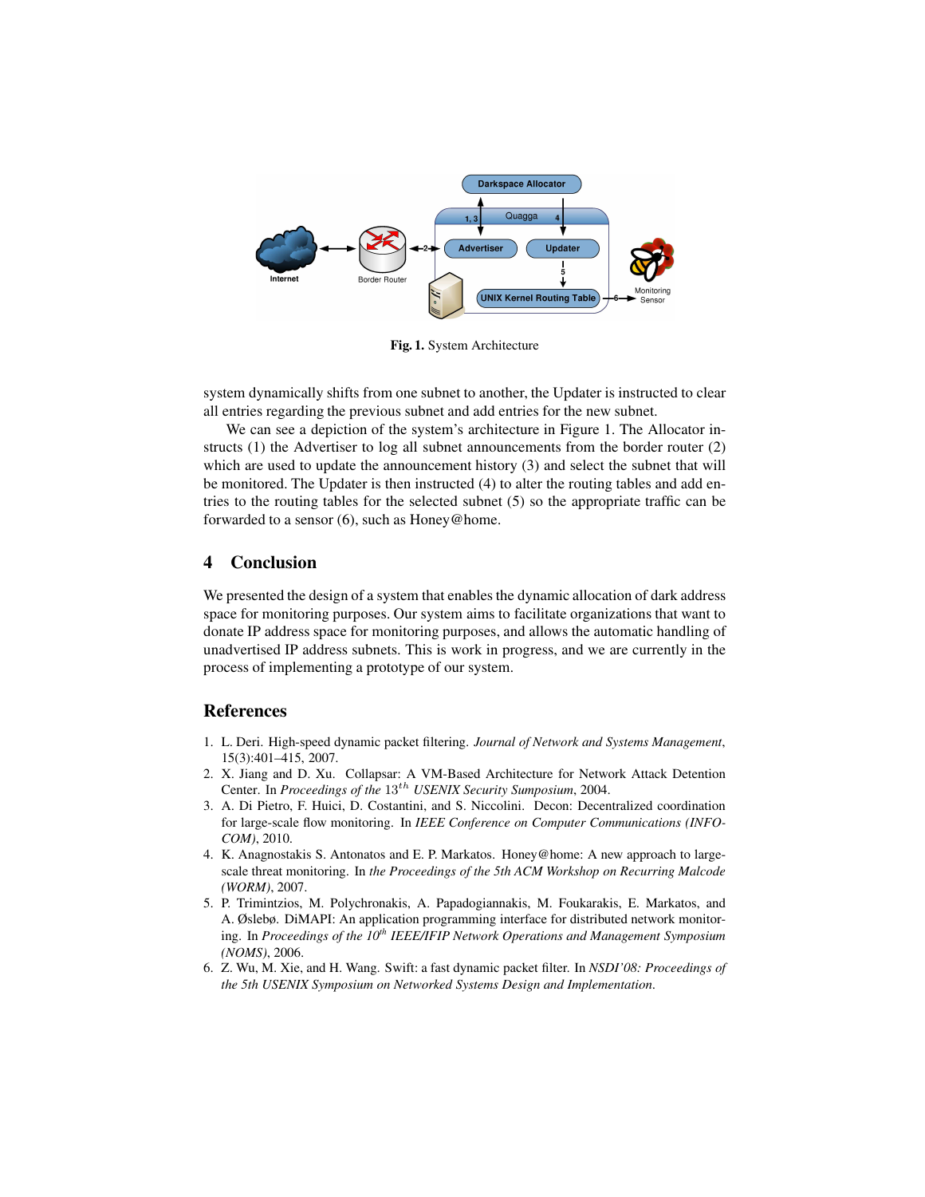Darkspace Allocator

Quagga

1, 3

4

Advertiser

Updater

5

UNIX Kernel Routing Table

Internet

Border Router

2

6

Monitoring Sensor

**Fig. 1.** System Architecture

system dynamically shifts from one subnet to another, the Updater is instructed to clear all entries regarding the previous subnet and add entries for the new subnet.

We can see a depiction of the system's architecture in Figure 1. The Allocator instructs (1) the Advertiser to log all subnet announcements from the border router (2) which are used to update the announcement history (3) and select the subnet that will be monitored. The Updater is then instructed (4) to alter the routing tables and add entries to the routing tables for the selected subnet (5) so the appropriate traffic can be forwarded to a sensor (6), such as Honey@home.

## 4 Conclusion

We presented the design of a system that enables the dynamic allocation of dark address space for monitoring purposes. Our system aims to facilitate organizations that want to donate IP address space for monitoring purposes, and allows the automatic handling of unadvertised IP address subnets. This is work in progress, and we are currently in the process of implementing a prototype of our system.

## References

1. L. Deri. High-speed dynamic packet filtering. *Journal of Network and Systems Management*, 15(3):401–415, 2007.
2. X. Jiang and D. Xu. Collapsar: A VM-Based Architecture for Network Attack Detention Center. In *Proceedings of the* $13^{th}$ *USENIX Security Sumposium*, 2004.
3. A. Di Pietro, F. Huici, D. Costantini, and S. Niccolini. Decon: Decentralized coordination for large-scale flow monitoring. In *IEEE Conference on Computer Communications (INFOCOM)*, 2010.
4. K. Anagnostakis S. Antonatos and E. P. Markatos. Honey@home: A new approach to large-scale threat monitoring. In *the Proceedings of the 5th ACM Workshop on Recurring Malcode (WORM)*, 2007.
5. P. Trimintzios, M. Polychronakis, A. Papadogiannakis, M. Foukarakis, E. Markatos, and A. Øslebø. DiMAPI: An application programming interface for distributed network monitoring. In *Proceedings of the* $10^{th}$ *IEEE/IFIP Network Operations and Management Symposium (NOMS)*, 2006.
6. Z. Wu, M. Xie, and H. Wang. Swift: a fast dynamic packet filter. In *NSDI'08: Proceedings of the 5th USENIX Symposium on Networked Systems Design and Implementation*.